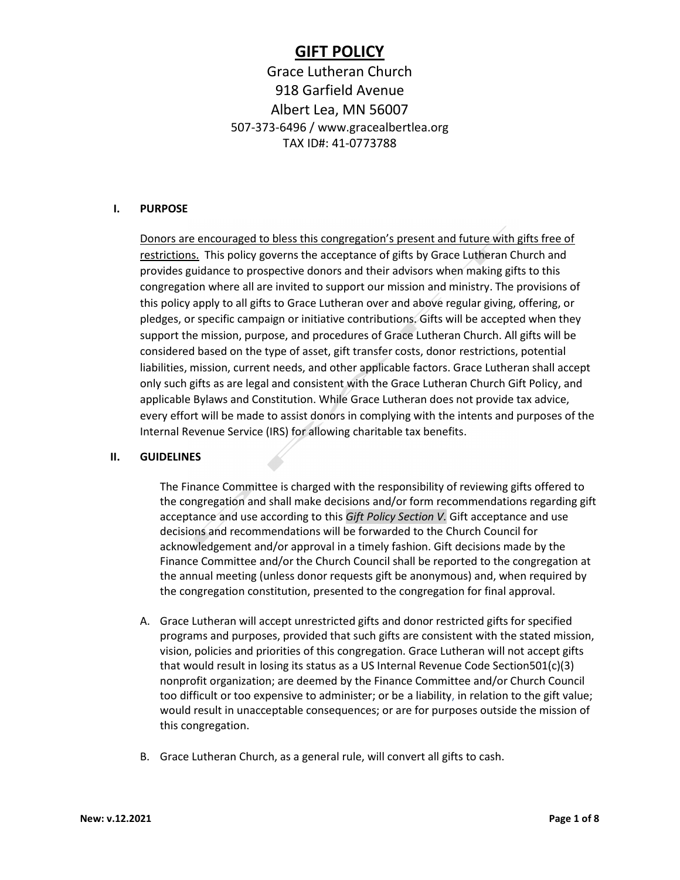# GIFT POLICY

Grace Lutheran Church
918 Garfield Avenue
Albert Lea, MN 56007
507-373-6496 / www.gracealbertlea.org
TAX ID#: 41-0773788

## I. PURPOSE

Donors are encouraged to bless this congregation's present and future with gifts free of restrictions. This policy governs the acceptance of gifts by Grace Lutheran Church and provides guidance to prospective donors and their advisors when making gifts to this congregation where all are invited to support our mission and ministry. The provisions of this policy apply to all gifts to Grace Lutheran over and above regular giving, offering, or pledges, or specific campaign or initiative contributions. Gifts will be accepted when they support the mission, purpose, and procedures of Grace Lutheran Church. All gifts will be considered based on the type of asset, gift transfer costs, donor restrictions, potential liabilities, mission, current needs, and other applicable factors. Grace Lutheran shall accept only such gifts as are legal and consistent with the Grace Lutheran Church Gift Policy, and applicable Bylaws and Constitution. While Grace Lutheran does not provide tax advice, every effort will be made to assist donors in complying with the intents and purposes of the Internal Revenue Service (IRS) for allowing charitable tax benefits.

## II. GUIDELINES

The Finance Committee is charged with the responsibility of reviewing gifts offered to the congregation and shall make decisions and/or form recommendations regarding gift acceptance and use according to this *Gift Policy Section V*. Gift acceptance and use decisions and recommendations will be forwarded to the Church Council for acknowledgement and/or approval in a timely fashion. Gift decisions made by the Finance Committee and/or the Church Council shall be reported to the congregation at the annual meeting (unless donor requests gift be anonymous) and, when required by the congregation constitution, presented to the congregation for final approval.

A. Grace Lutheran will accept unrestricted gifts and donor restricted gifts for specified programs and purposes, provided that such gifts are consistent with the stated mission, vision, policies and priorities of this congregation. Grace Lutheran will not accept gifts that would result in losing its status as a US Internal Revenue Code Section501(c)(3) nonprofit organization; are deemed by the Finance Committee and/or Church Council too difficult or too expensive to administer; or be a liability, in relation to the gift value; would result in unacceptable consequences; or are for purposes outside the mission of this congregation.

B. Grace Lutheran Church, as a general rule, will convert all gifts to cash.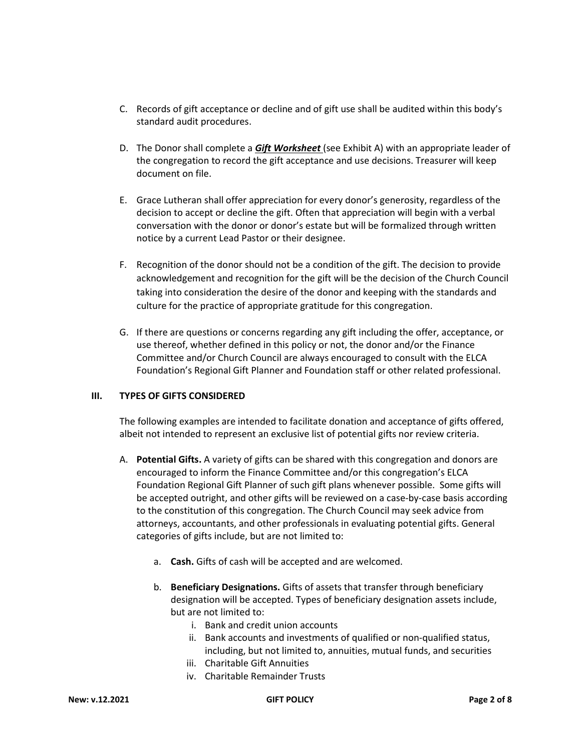C. Records of gift acceptance or decline and of gift use shall be audited within this body's standard audit procedures.

D. The Donor shall complete a ***Gift Worksheet*** (see Exhibit A) with an appropriate leader of the congregation to record the gift acceptance and use decisions. Treasurer will keep document on file.

E. Grace Lutheran shall offer appreciation for every donor's generosity, regardless of the decision to accept or decline the gift. Often that appreciation will begin with a verbal conversation with the donor or donor's estate but will be formalized through written notice by a current Lead Pastor or their designee.

F. Recognition of the donor should not be a condition of the gift. The decision to provide acknowledgement and recognition for the gift will be the decision of the Church Council taking into consideration the desire of the donor and keeping with the standards and culture for the practice of appropriate gratitude for this congregation.

G. If there are questions or concerns regarding any gift including the offer, acceptance, or use thereof, whether defined in this policy or not, the donor and/or the Finance Committee and/or Church Council are always encouraged to consult with the ELCA Foundation's Regional Gift Planner and Foundation staff or other related professional.

## III. TYPES OF GIFTS CONSIDERED

The following examples are intended to facilitate donation and acceptance of gifts offered, albeit not intended to represent an exclusive list of potential gifts nor review criteria.

A. **Potential Gifts.** A variety of gifts can be shared with this congregation and donors are encouraged to inform the Finance Committee and/or this congregation's ELCA Foundation Regional Gift Planner of such gift plans whenever possible. Some gifts will be accepted outright, and other gifts will be reviewed on a case-by-case basis according to the constitution of this congregation. The Church Council may seek advice from attorneys, accountants, and other professionals in evaluating potential gifts. General categories of gifts include, but are not limited to:

   a. **Cash.** Gifts of cash will be accepted and are welcomed.

   b. **Beneficiary Designations.** Gifts of assets that transfer through beneficiary designation will be accepted. Types of beneficiary designation assets include, but are not limited to:
      i. Bank and credit union accounts
      ii. Bank accounts and investments of qualified or non-qualified status, including, but not limited to, annuities, mutual funds, and securities
      iii. Charitable Gift Annuities
      iv. Charitable Remainder Trusts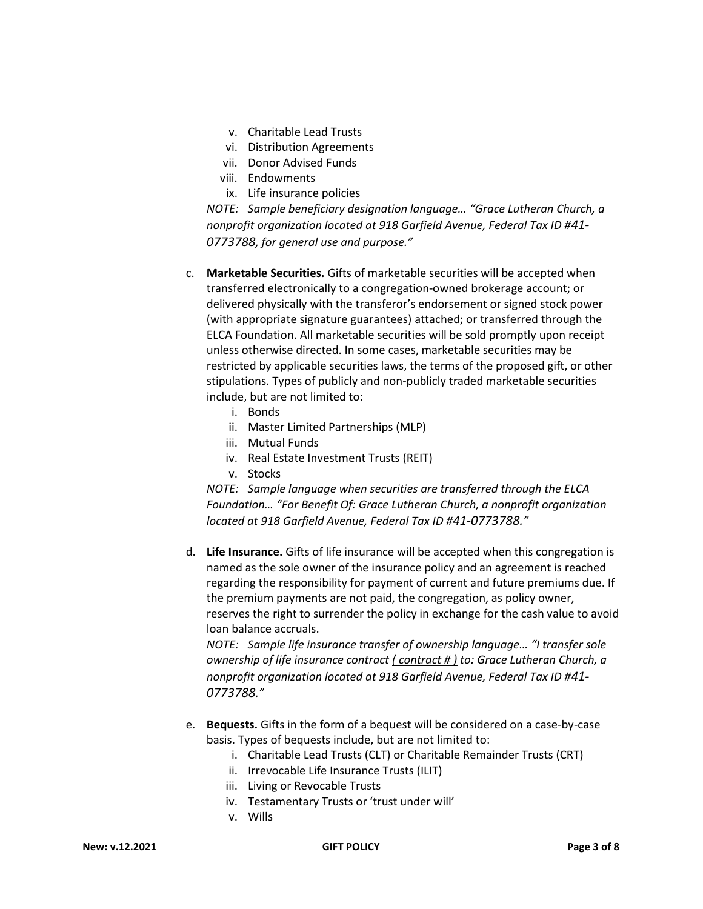v. Charitable Lead Trusts
vi. Distribution Agreements
vii. Donor Advised Funds
viii. Endowments
ix. Life insurance policies

*NOTE: Sample beneficiary designation language… "Grace Lutheran Church, a nonprofit organization located at 918 Garfield Avenue, Federal Tax ID #41-0773788, for general use and purpose."*

c. **Marketable Securities.** Gifts of marketable securities will be accepted when transferred electronically to a congregation-owned brokerage account; or delivered physically with the transferor's endorsement or signed stock power (with appropriate signature guarantees) attached; or transferred through the ELCA Foundation. All marketable securities will be sold promptly upon receipt unless otherwise directed. In some cases, marketable securities may be restricted by applicable securities laws, the terms of the proposed gift, or other stipulations. Types of publicly and non-publicly traded marketable securities include, but are not limited to:

   i. Bonds
   ii. Master Limited Partnerships (MLP)
   iii. Mutual Funds
   iv. Real Estate Investment Trusts (REIT)
   v. Stocks

   *NOTE: Sample language when securities are transferred through the ELCA Foundation… "For Benefit Of: Grace Lutheran Church, a nonprofit organization located at 918 Garfield Avenue, Federal Tax ID #41-0773788."*

d. **Life Insurance.** Gifts of life insurance will be accepted when this congregation is named as the sole owner of the insurance policy and an agreement is reached regarding the responsibility for payment of current and future premiums due. If the premium payments are not paid, the congregation, as policy owner, reserves the right to surrender the policy in exchange for the cash value to avoid loan balance accruals.

   *NOTE: Sample life insurance transfer of ownership language… "I transfer sole ownership of life insurance contract ( contract # ) to: Grace Lutheran Church, a nonprofit organization located at 918 Garfield Avenue, Federal Tax ID #41-0773788."*

e. **Bequests.** Gifts in the form of a bequest will be considered on a case-by-case basis. Types of bequests include, but are not limited to:

   i. Charitable Lead Trusts (CLT) or Charitable Remainder Trusts (CRT)
   ii. Irrevocable Life Insurance Trusts (ILIT)
   iii. Living or Revocable Trusts
   iv. Testamentary Trusts or 'trust under will'
   v. Wills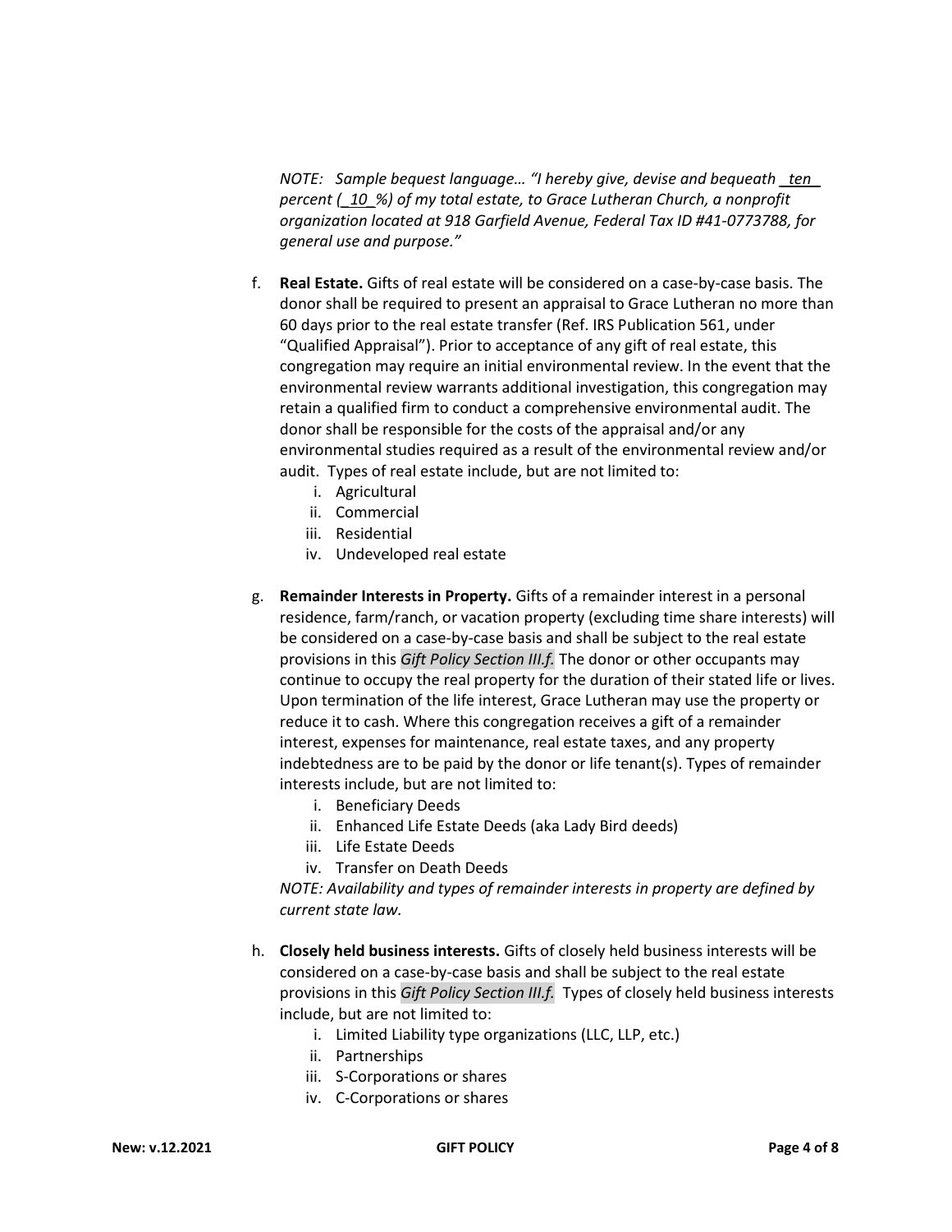*NOTE: Sample bequest language… "I hereby give, devise and bequeath ten percent ( 10 %) of my total estate, to Grace Lutheran Church, a nonprofit organization located at 918 Garfield Avenue, Federal Tax ID #41-0773788, for general use and purpose."*

f. **Real Estate.** Gifts of real estate will be considered on a case-by-case basis. The donor shall be required to present an appraisal to Grace Lutheran no more than 60 days prior to the real estate transfer (Ref. IRS Publication 561, under "Qualified Appraisal"). Prior to acceptance of any gift of real estate, this congregation may require an initial environmental review. In the event that the environmental review warrants additional investigation, this congregation may retain a qualified firm to conduct a comprehensive environmental audit. The donor shall be responsible for the costs of the appraisal and/or any environmental studies required as a result of the environmental review and/or audit. Types of real estate include, but are not limited to:
   i. Agricultural
   ii. Commercial
   iii. Residential
   iv. Undeveloped real estate

g. **Remainder Interests in Property.** Gifts of a remainder interest in a personal residence, farm/ranch, or vacation property (excluding time share interests) will be considered on a case-by-case basis and shall be subject to the real estate provisions in this *Gift Policy Section III.f.* The donor or other occupants may continue to occupy the real property for the duration of their stated life or lives. Upon termination of the life interest, Grace Lutheran may use the property or reduce it to cash. Where this congregation receives a gift of a remainder interest, expenses for maintenance, real estate taxes, and any property indebtedness are to be paid by the donor or life tenant(s). Types of remainder interests include, but are not limited to:
   i. Beneficiary Deeds
   ii. Enhanced Life Estate Deeds (aka Lady Bird deeds)
   iii. Life Estate Deeds
   iv. Transfer on Death Deeds

   *NOTE: Availability and types of remainder interests in property are defined by current state law.*

h. **Closely held business interests.** Gifts of closely held business interests will be considered on a case-by-case basis and shall be subject to the real estate provisions in this *Gift Policy Section III.f.* Types of closely held business interests include, but are not limited to:
   i. Limited Liability type organizations (LLC, LLP, etc.)
   ii. Partnerships
   iii. S-Corporations or shares
   iv. C-Corporations or shares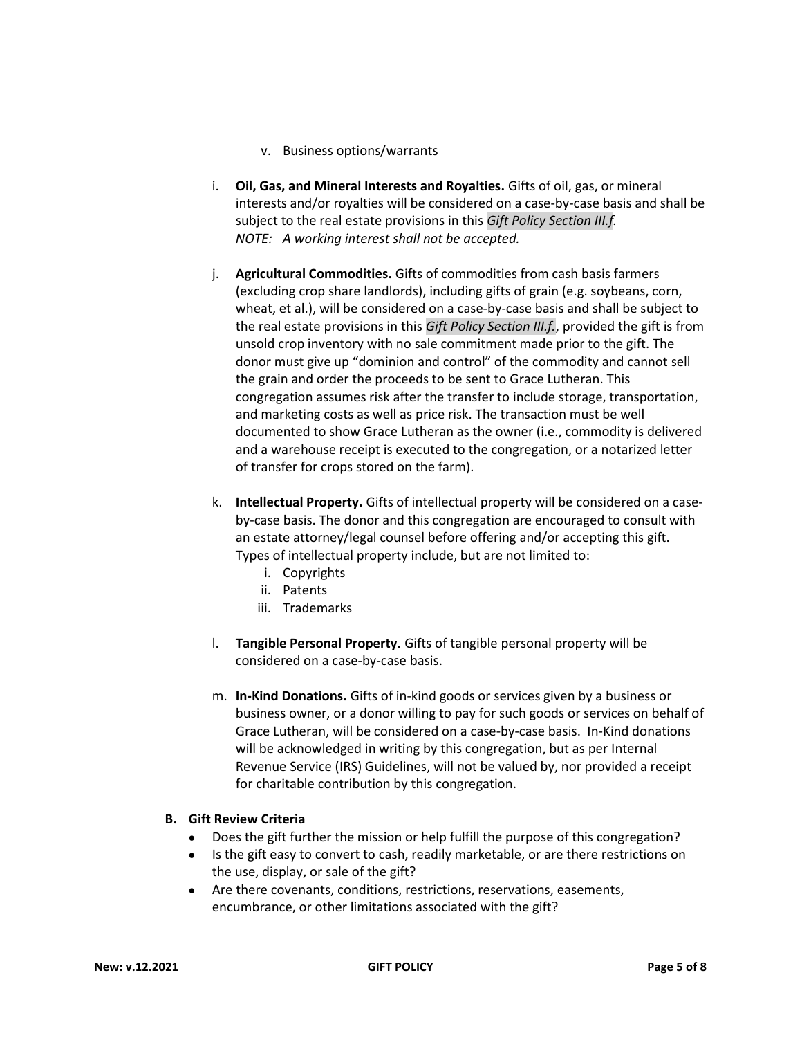v. Business options/warrants

i. **Oil, Gas, and Mineral Interests and Royalties.** Gifts of oil, gas, or mineral interests and/or royalties will be considered on a case-by-case basis and shall be subject to the real estate provisions in this *Gift Policy Section III.f.*
*NOTE: A working interest shall not be accepted.*

j. **Agricultural Commodities.** Gifts of commodities from cash basis farmers (excluding crop share landlords), including gifts of grain (e.g. soybeans, corn, wheat, et al.), will be considered on a case-by-case basis and shall be subject to the real estate provisions in this *Gift Policy Section III.f.*, provided the gift is from unsold crop inventory with no sale commitment made prior to the gift. The donor must give up "dominion and control" of the commodity and cannot sell the grain and order the proceeds to be sent to Grace Lutheran. This congregation assumes risk after the transfer to include storage, transportation, and marketing costs as well as price risk. The transaction must be well documented to show Grace Lutheran as the owner (i.e., commodity is delivered and a warehouse receipt is executed to the congregation, or a notarized letter of transfer for crops stored on the farm).

k. **Intellectual Property.** Gifts of intellectual property will be considered on a case-by-case basis. The donor and this congregation are encouraged to consult with an estate attorney/legal counsel before offering and/or accepting this gift. Types of intellectual property include, but are not limited to:
   i. Copyrights
   ii. Patents
   iii. Trademarks

l. **Tangible Personal Property.** Gifts of tangible personal property will be considered on a case-by-case basis.

m. **In-Kind Donations.** Gifts of in-kind goods or services given by a business or business owner, or a donor willing to pay for such goods or services on behalf of Grace Lutheran, will be considered on a case-by-case basis. In-Kind donations will be acknowledged in writing by this congregation, but as per Internal Revenue Service (IRS) Guidelines, will not be valued by, nor provided a receipt for charitable contribution by this congregation.

**B. Gift Review Criteria**

- Does the gift further the mission or help fulfill the purpose of this congregation?
- Is the gift easy to convert to cash, readily marketable, or are there restrictions on the use, display, or sale of the gift?
- Are there covenants, conditions, restrictions, reservations, easements, encumbrance, or other limitations associated with the gift?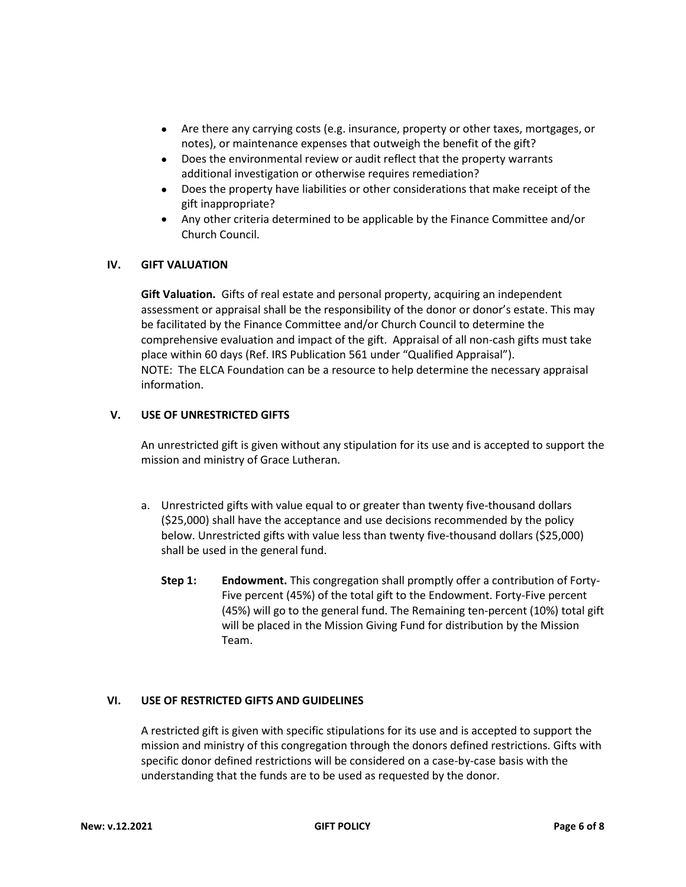- Are there any carrying costs (e.g. insurance, property or other taxes, mortgages, or notes), or maintenance expenses that outweigh the benefit of the gift?
- Does the environmental review or audit reflect that the property warrants additional investigation or otherwise requires remediation?
- Does the property have liabilities or other considerations that make receipt of the gift inappropriate?
- Any other criteria determined to be applicable by the Finance Committee and/or Church Council.

## IV. GIFT VALUATION

**Gift Valuation.** Gifts of real estate and personal property, acquiring an independent assessment or appraisal shall be the responsibility of the donor or donor's estate. This may be facilitated by the Finance Committee and/or Church Council to determine the comprehensive evaluation and impact of the gift. Appraisal of all non-cash gifts must take place within 60 days (Ref. IRS Publication 561 under "Qualified Appraisal").
NOTE: The ELCA Foundation can be a resource to help determine the necessary appraisal information.

## V. USE OF UNRESTRICTED GIFTS

An unrestricted gift is given without any stipulation for its use and is accepted to support the mission and ministry of Grace Lutheran.

a. Unrestricted gifts with value equal to or greater than twenty five-thousand dollars ($25,000) shall have the acceptance and use decisions recommended by the policy below. Unrestricted gifts with value less than twenty five-thousand dollars ($25,000) shall be used in the general fund.

   **Step 1:** **Endowment.** This congregation shall promptly offer a contribution of Forty-Five percent (45%) of the total gift to the Endowment. Forty-Five percent (45%) will go to the general fund. The Remaining ten-percent (10%) total gift will be placed in the Mission Giving Fund for distribution by the Mission Team.

## VI. USE OF RESTRICTED GIFTS AND GUIDELINES

A restricted gift is given with specific stipulations for its use and is accepted to support the mission and ministry of this congregation through the donors defined restrictions. Gifts with specific donor defined restrictions will be considered on a case-by-case basis with the understanding that the funds are to be used as requested by the donor.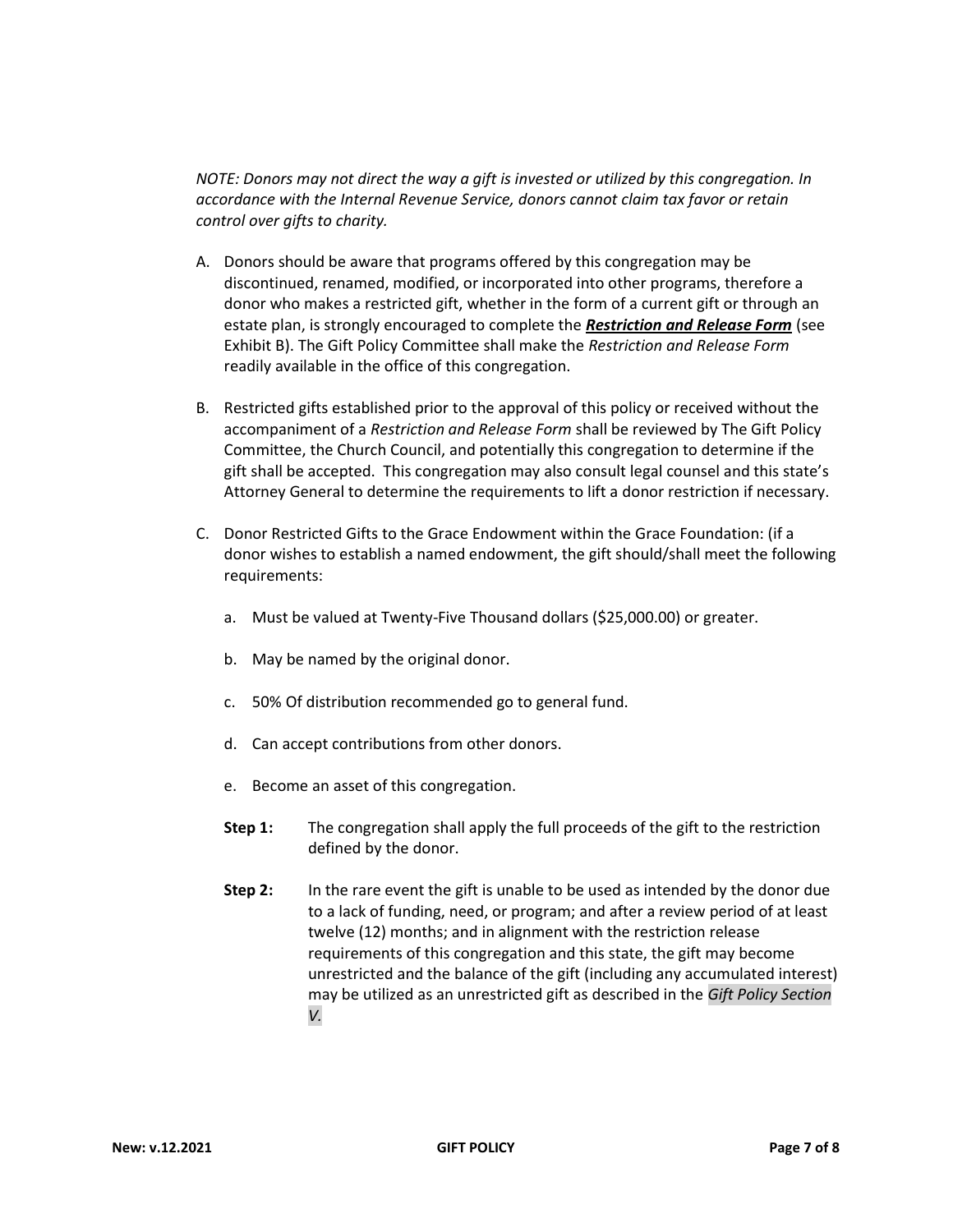*NOTE: Donors may not direct the way a gift is invested or utilized by this congregation. In accordance with the Internal Revenue Service, donors cannot claim tax favor or retain control over gifts to charity.*

A. Donors should be aware that programs offered by this congregation may be discontinued, renamed, modified, or incorporated into other programs, therefore a donor who makes a restricted gift, whether in the form of a current gift or through an estate plan, is strongly encouraged to complete the ***Restriction and Release Form*** (see Exhibit B). The Gift Policy Committee shall make the *Restriction and Release Form* readily available in the office of this congregation.

B. Restricted gifts established prior to the approval of this policy or received without the accompaniment of a *Restriction and Release Form* shall be reviewed by The Gift Policy Committee, the Church Council, and potentially this congregation to determine if the gift shall be accepted. This congregation may also consult legal counsel and this state's Attorney General to determine the requirements to lift a donor restriction if necessary.

C. Donor Restricted Gifts to the Grace Endowment within the Grace Foundation: (if a donor wishes to establish a named endowment, the gift should/shall meet the following requirements:

   a. Must be valued at Twenty-Five Thousand dollars ($25,000.00) or greater.

   b. May be named by the original donor.

   c. 50% Of distribution recommended go to general fund.

   d. Can accept contributions from other donors.

   e. Become an asset of this congregation.

   **Step 1:** The congregation shall apply the full proceeds of the gift to the restriction defined by the donor.

   **Step 2:** In the rare event the gift is unable to be used as intended by the donor due to a lack of funding, need, or program; and after a review period of at least twelve (12) months; and in alignment with the restriction release requirements of this congregation and this state, the gift may become unrestricted and the balance of the gift (including any accumulated interest) may be utilized as an unrestricted gift as described in the *Gift Policy Section V.*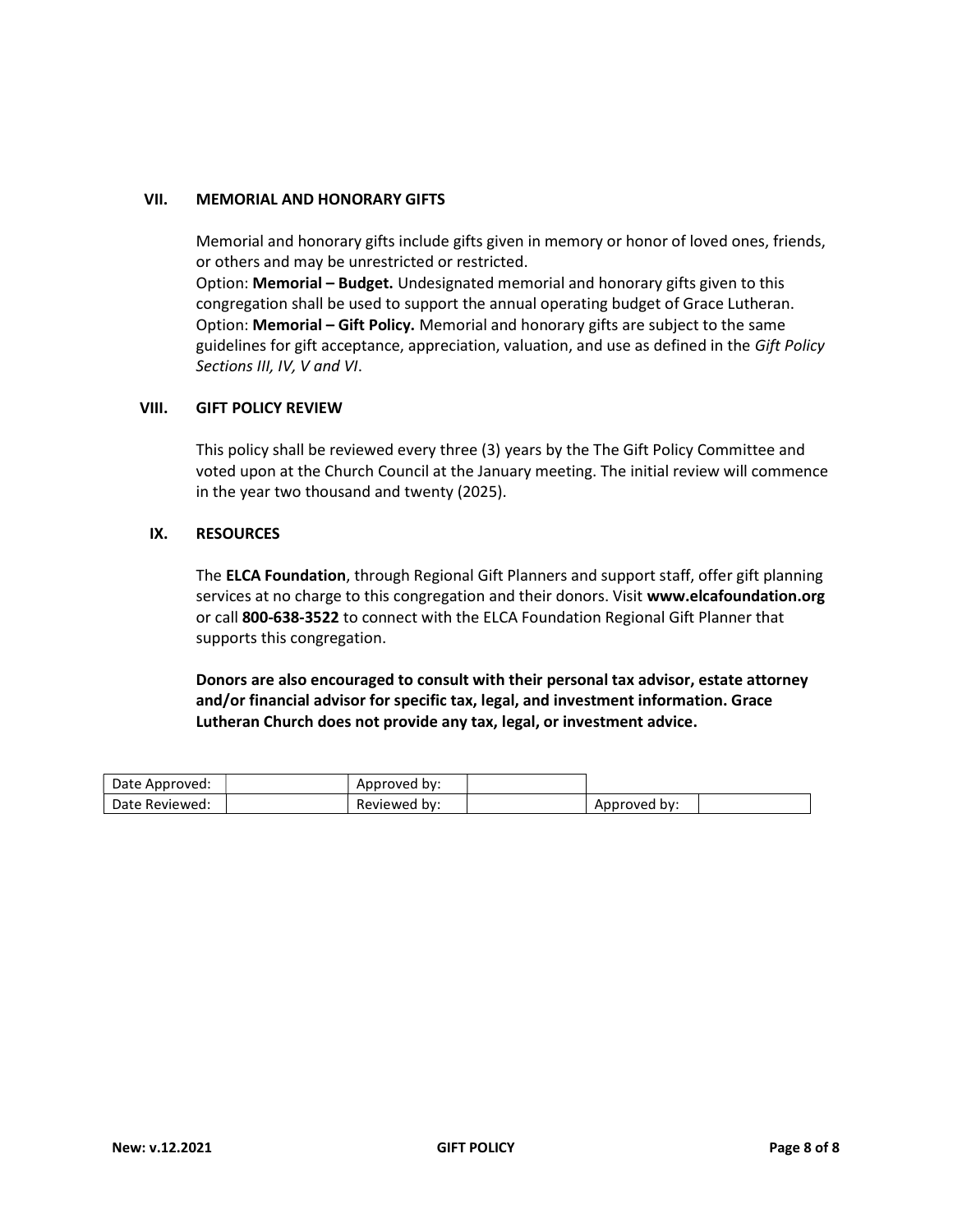## VII. MEMORIAL AND HONORARY GIFTS

Memorial and honorary gifts include gifts given in memory or honor of loved ones, friends, or others and may be unrestricted or restricted.

Option: **Memorial – Budget.** Undesignated memorial and honorary gifts given to this congregation shall be used to support the annual operating budget of Grace Lutheran.

Option: **Memorial – Gift Policy.** Memorial and honorary gifts are subject to the same guidelines for gift acceptance, appreciation, valuation, and use as defined in the *Gift Policy Sections III, IV, V and VI*.

## VIII. GIFT POLICY REVIEW

This policy shall be reviewed every three (3) years by the The Gift Policy Committee and voted upon at the Church Council at the January meeting. The initial review will commence in the year two thousand and twenty (2025).

## IX. RESOURCES

The **ELCA Foundation**, through Regional Gift Planners and support staff, offer gift planning services at no charge to this congregation and their donors. Visit **www.elcafoundation.org** or call **800-638-3522** to connect with the ELCA Foundation Regional Gift Planner that supports this congregation.

**Donors are also encouraged to consult with their personal tax advisor, estate attorney and/or financial advisor for specific tax, legal, and investment information. Grace Lutheran Church does not provide any tax, legal, or investment advice.**

| | | | | | |
|---|---|---|---|---|---|
| Date Approved: | | Approved by: | | | |
| Date Reviewed: | | Reviewed by: | | Approved by: | |

New: v.12.2021